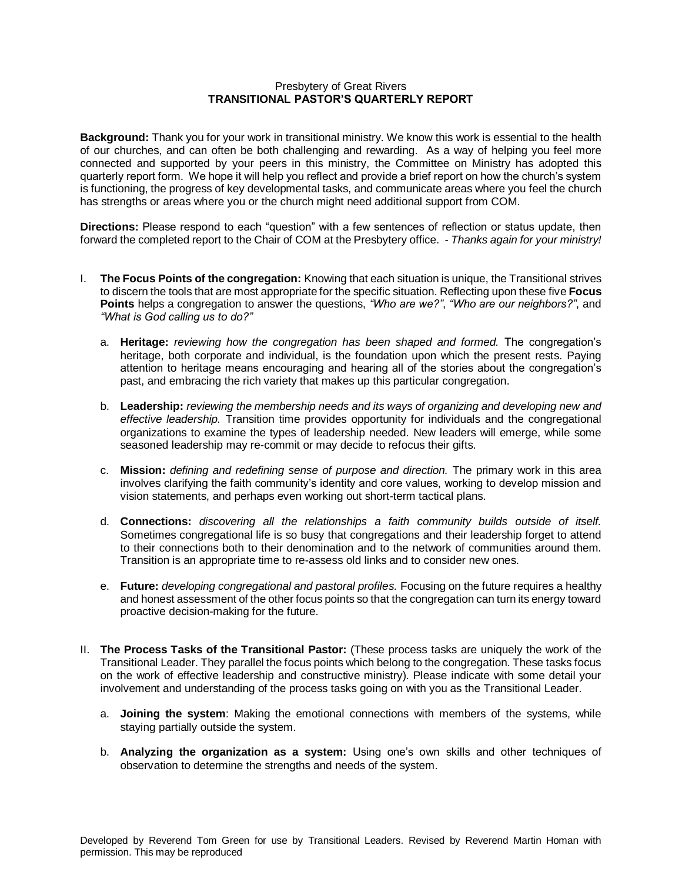Presbytery of Great Rivers

# TRANSITIONAL PASTOR'S QUARTERLY REPORT

**Background:** Thank you for your work in transitional ministry. We know this work is essential to the health of our churches, and can often be both challenging and rewarding. As a way of helping you feel more connected and supported by your peers in this ministry, the Committee on Ministry has adopted this quarterly report form. We hope it will help you reflect and provide a brief report on how the church's system is functioning, the progress of key developmental tasks, and communicate areas where you feel the church has strengths or areas where you or the church might need additional support from COM.

**Directions:** Please respond to each "question" with a few sentences of reflection or status update, then forward the completed report to the Chair of COM at the Presbytery office. - *Thanks again for your ministry!*

I. **The Focus Points of the congregation:** Knowing that each situation is unique, the Transitional strives to discern the tools that are most appropriate for the specific situation. Reflecting upon these five **Focus Points** helps a congregation to answer the questions, *"Who are we?"*, *"Who are our neighbors?"*, and *"What is God calling us to do?"*

   a. **Heritage:** *reviewing how the congregation has been shaped and formed.* The congregation's heritage, both corporate and individual, is the foundation upon which the present rests. Paying attention to heritage means encouraging and hearing all of the stories about the congregation's past, and embracing the rich variety that makes up this particular congregation.

   b. **Leadership:** *reviewing the membership needs and its ways of organizing and developing new and effective leadership.* Transition time provides opportunity for individuals and the congregational organizations to examine the types of leadership needed. New leaders will emerge, while some seasoned leadership may re-commit or may decide to refocus their gifts.

   c. **Mission:** *defining and redefining sense of purpose and direction.* The primary work in this area involves clarifying the faith community's identity and core values, working to develop mission and vision statements, and perhaps even working out short-term tactical plans.

   d. **Connections:** *discovering all the relationships a faith community builds outside of itself.* Sometimes congregational life is so busy that congregations and their leadership forget to attend to their connections both to their denomination and to the network of communities around them. Transition is an appropriate time to re-assess old links and to consider new ones.

   e. **Future:** *developing congregational and pastoral profiles.* Focusing on the future requires a healthy and honest assessment of the other focus points so that the congregation can turn its energy toward proactive decision-making for the future.

II. **The Process Tasks of the Transitional Pastor:** (These process tasks are uniquely the work of the Transitional Leader. They parallel the focus points which belong to the congregation. These tasks focus on the work of effective leadership and constructive ministry). Please indicate with some detail your involvement and understanding of the process tasks going on with you as the Transitional Leader.

   a. **Joining the system**: Making the emotional connections with members of the systems, while staying partially outside the system.

   b. **Analyzing the organization as a system:** Using one's own skills and other techniques of observation to determine the strengths and needs of the system.

Developed by Reverend Tom Green for use by Transitional Leaders. Revised by Reverend Martin Homan with permission. This may be reproduced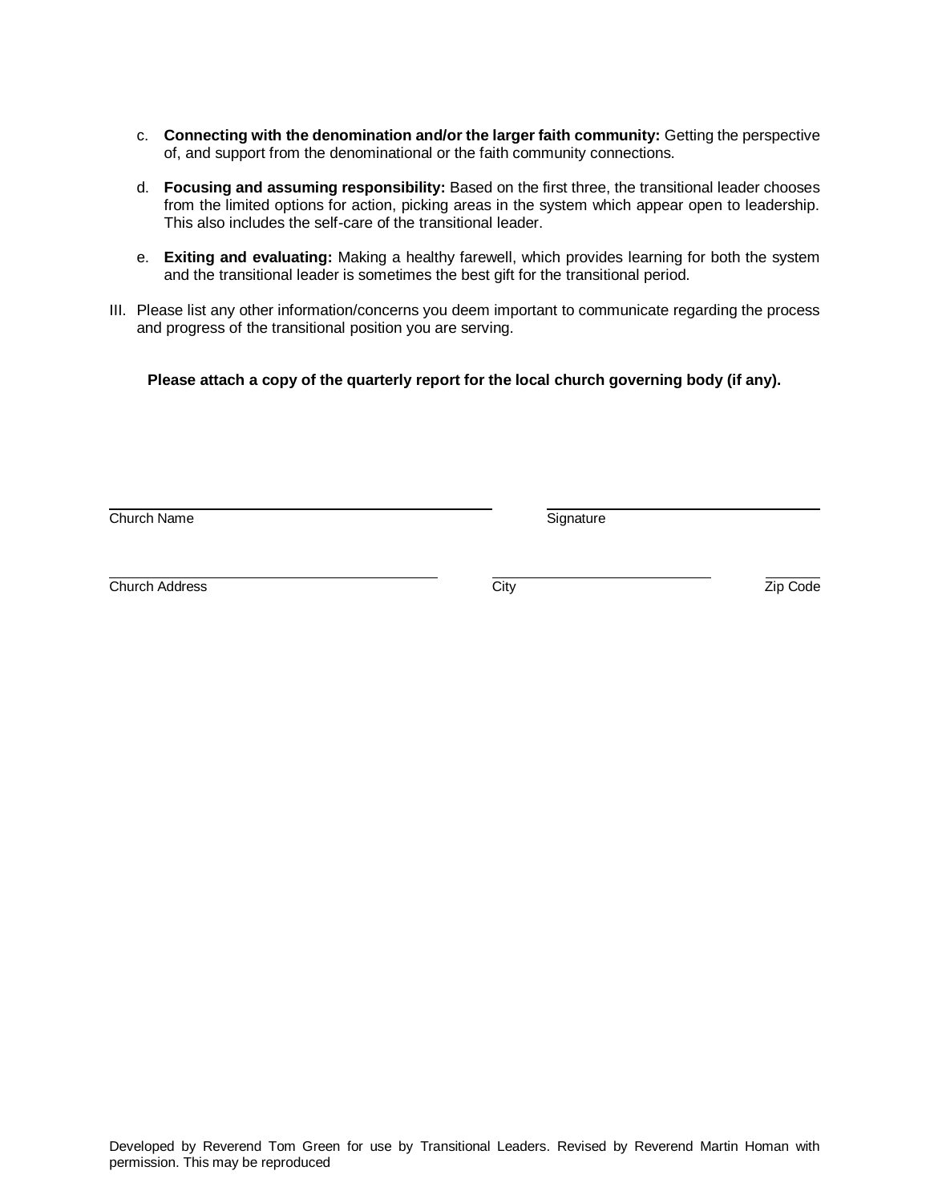c. **Connecting with the denomination and/or the larger faith community:** Getting the perspective of, and support from the denominational or the faith community connections.

d. **Focusing and assuming responsibility:** Based on the first three, the transitional leader chooses from the limited options for action, picking areas in the system which appear open to leadership. This also includes the self-care of the transitional leader.

e. **Exiting and evaluating:** Making a healthy farewell, which provides learning for both the system and the transitional leader is sometimes the best gift for the transitional period.

III. Please list any other information/concerns you deem important to communicate regarding the process and progress of the transitional position you are serving.

**Please attach a copy of the quarterly report for the local church governing body (if any).**

\_\_\_\_\_\_\_\_\_\_\_\_\_\_\_\_\_\_\_\_\_\_\_\_\_\_\_\_\_\_\_\_\_\_\_\_\_\_\_\_ \_\_\_\_\_\_\_\_\_\_\_\_\_\_\_\_\_\_\_\_\_\_\_\_\_\_\_\_\_\_\_\_
Church Name Signature

\_\_\_\_\_\_\_\_\_\_\_\_\_\_\_\_\_\_\_\_\_\_\_\_\_\_\_\_\_\_\_\_\_\_\_\_ \_\_\_\_\_\_\_\_\_\_\_\_\_\_\_\_\_\_\_\_\_\_\_\_\_\_ \_\_\_\_\_\_\_\_
Church Address City Zip Code

Developed by Reverend Tom Green for use by Transitional Leaders. Revised by Reverend Martin Homan with permission. This may be reproduced